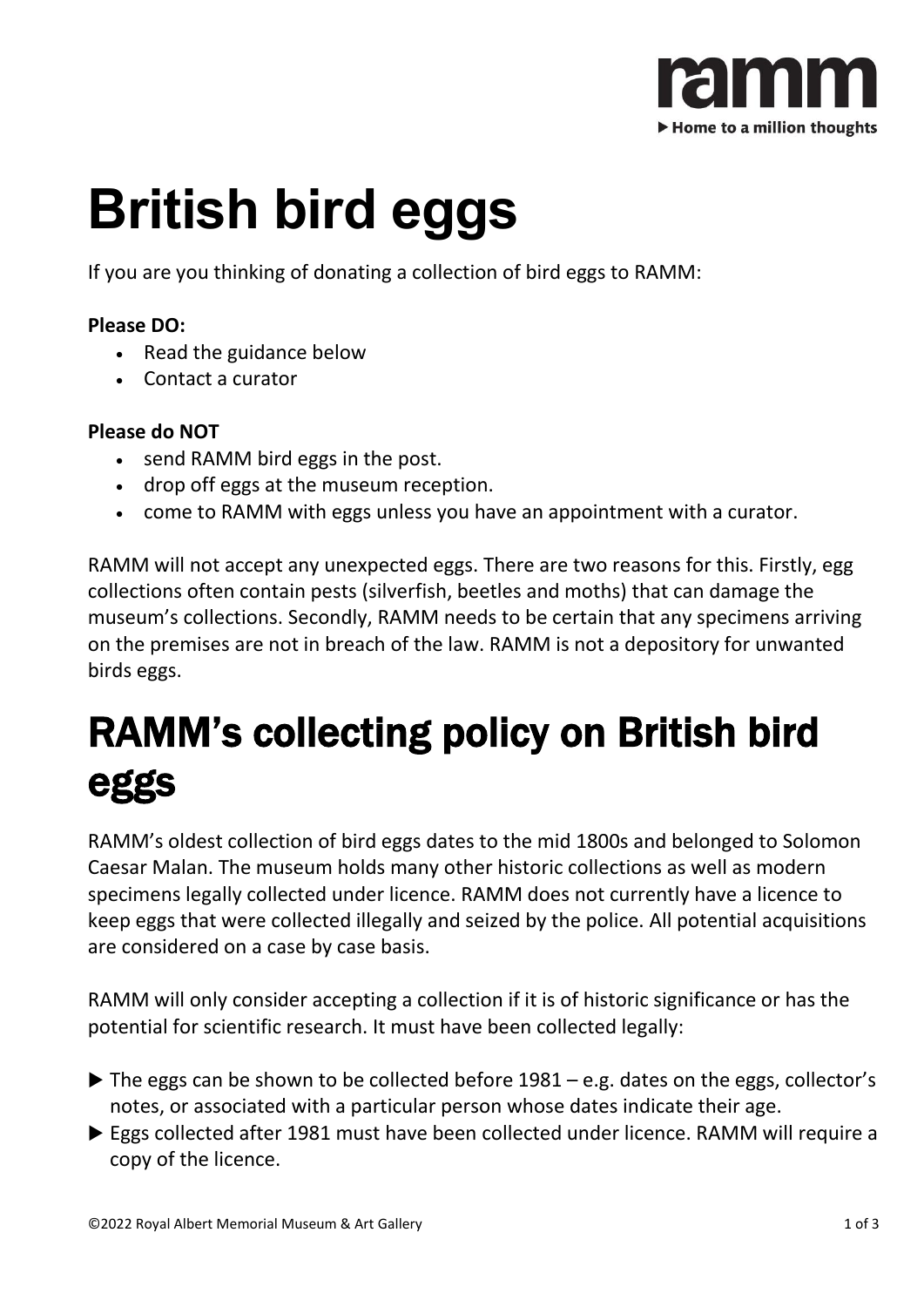# British bird eggs

If you are you thinking of donating a collection of bird eggs to RAMM:

**Please DO:**

- Read the guidance below
- Contact a curator

**Please do NOT**

- send RAMM bird eggs in the post.
- drop off eggs at the museum reception.
- come to RAMM with eggs unless you have an appointment with a curator.

RAMM will not accept any unexpected eggs. There are two reasons for this. Firstly, egg collections often contain pests (silverfish, beetles and moths) that can damage the museum's collections. Secondly, RAMM needs to be certain that any specimens arriving on the premises are not in breach of the law. RAMM is not a depository for unwanted birds eggs.

# RAMM's collecting policy on British bird eggs

RAMM's oldest collection of bird eggs dates to the mid 1800s and belonged to Solomon Caesar Malan. The museum holds many other historic collections as well as modern specimens legally collected under licence. RAMM does not currently have a licence to keep eggs that were collected illegally and seized by the police. All potential acquisitions are considered on a case by case basis.

RAMM will only consider accepting a collection if it is of historic significance or has the potential for scientific research. It must have been collected legally:

- ▶ The eggs can be shown to be collected before 1981 – e.g. dates on the eggs, collector's notes, or associated with a particular person whose dates indicate their age.
- ▶ Eggs collected after 1981 must have been collected under licence. RAMM will require a copy of the licence.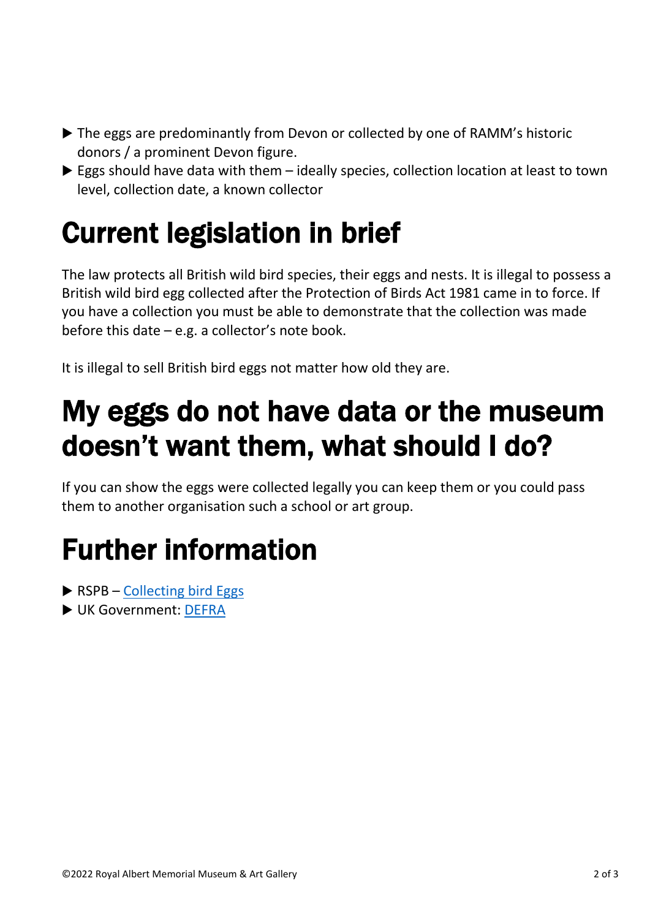- The eggs are predominantly from Devon or collected by one of RAMM's historic donors / a prominent Devon figure.
- Eggs should have data with them – ideally species, collection location at least to town level, collection date, a known collector

# Current legislation in brief

The law protects all British wild bird species, their eggs and nests. It is illegal to possess a British wild bird egg collected after the Protection of Birds Act 1981 came in to force. If you have a collection you must be able to demonstrate that the collection was made before this date – e.g. a collector's note book.

It is illegal to sell British bird eggs not matter how old they are.

# My eggs do not have data or the museum doesn't want them, what should I do?

If you can show the eggs were collected legally you can keep them or you could pass them to another organisation such a school or art group.

# Further information

- RSPB – Collecting bird Eggs
- UK Government: DEFRA